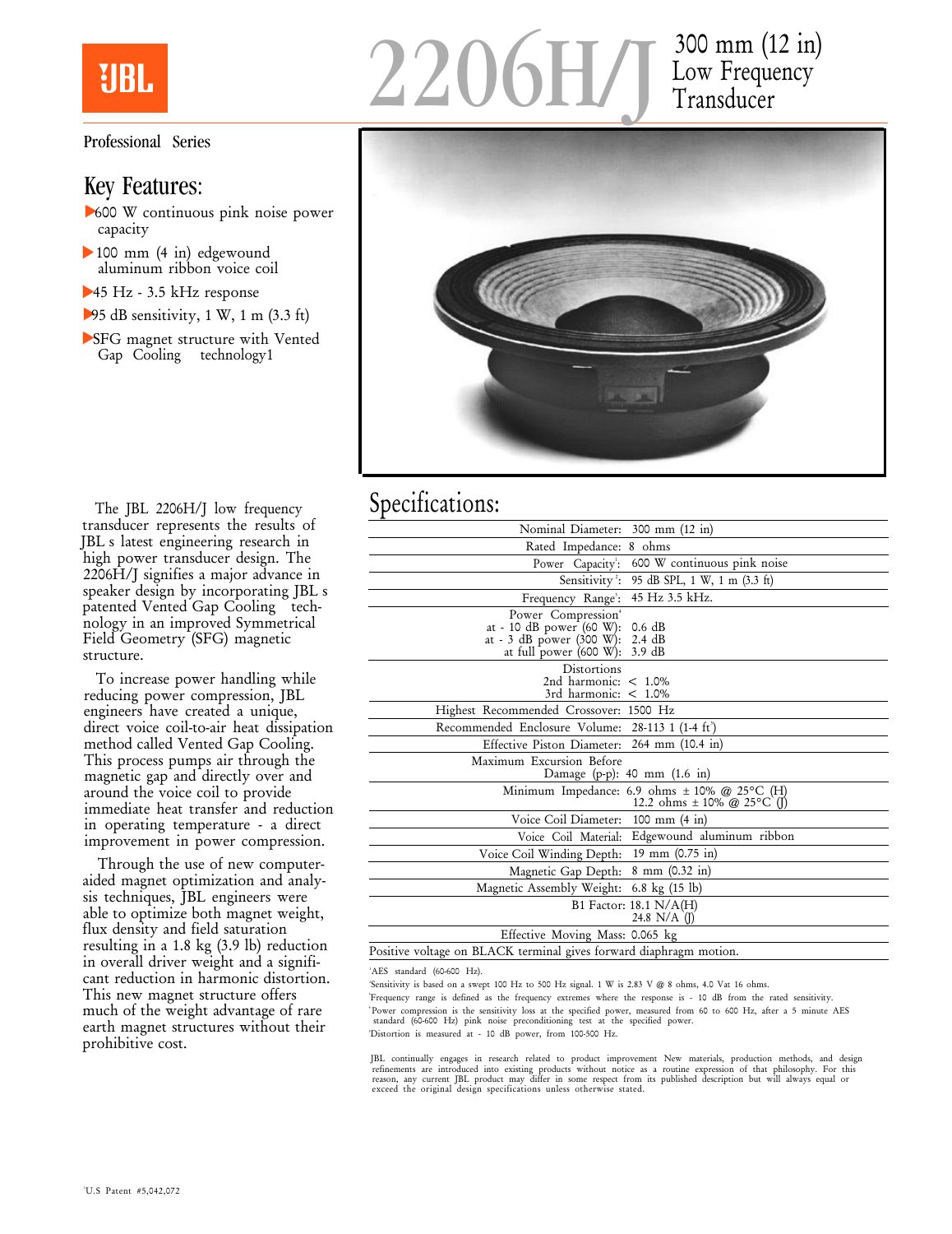# 2206H/J

## 300 mm (12 in) Low Frequency Transducer

Professional Series

## Key Features:

- 600 W continuous pink noise power capacity
- 100 mm (4 in) edgewound aluminum ribbon voice coil
- 45 Hz - 3.5 kHz response
- 95 dB sensitivity, 1 W, 1 m (3.3 ft)
- SFG magnet structure with Vented Gap Cooling technology1

The JBL 2206H/J low frequency transducer represents the results of JBL s latest engineering research in high power transducer design. The 2206H/J signifies a major advance in speaker design by incorporating JBL s patented Vented Gap Cooling technology in an improved Symmetrical Field Geometry (SFG) magnetic structure.

To increase power handling while reducing power compression, JBL engineers have created a unique, direct voice coil-to-air heat dissipation method called Vented Gap Cooling. This process pumps air through the magnetic gap and directly over and around the voice coil to provide immediate heat transfer and reduction in operating temperature - a direct improvement in power compression.

Through the use of new computer-aided magnet optimization and analysis techniques, JBL engineers were able to optimize both magnet weight, flux density and field saturation resulting in a 1.8 kg (3.9 lb) reduction in overall driver weight and a significant reduction in harmonic distortion. This new magnet structure offers much of the weight advantage of rare earth magnet structures without their prohibitive cost.

## Specifications:

| | |
|---|---|
| Nominal Diameter: | 300 mm (12 in) |
| Rated Impedance: | 8 ohms |
| Power Capacity[1]: | 600 W continuous pink noise |
| Sensitivity[2]: | 95 dB SPL, 1 W, 1 m (3.3 ft) |
| Frequency Range[3]: | 45 Hz 3.5 kHz. |
| Power Compression[4]<br>at - 10 dB power (60 W):<br>at - 3 dB power (300 W):<br>at full power (600 W): | <br>0.6 dB<br>2.4 dB<br>3.9 dB |
| Distortions<br>2nd harmonic:<br>3rd harmonic: | <br>< 1.0%<br>< 1.0% |
| Highest Recommended Crossover: | 1500 Hz |
| Recommended Enclosure Volume: | 28-113 l (1-4 ft³) |
| Effective Piston Diameter: | 264 mm (10.4 in) |
| Maximum Excursion Before Damage (p-p): | 40 mm (1.6 in) |
| Minimum Impedance: | 6.9 ohms ± 10% @ 25°C (H)<br>12.2 ohms ± 10% @ 25°C (J) |
| Voice Coil Diameter: | 100 mm (4 in) |
| Voice Coil Material: | Edgewound aluminum ribbon |
| Voice Coil Winding Depth: | 19 mm (0.75 in) |
| Magnetic Gap Depth: | 8 mm (0.32 in) |
| Magnetic Assembly Weight: | 6.8 kg (15 lb) |
| Bl Factor: | 18.1 N/A(H)<br>24.8 N/A (J) |
| Effective Moving Mass: | 0.065 kg |

Positive voltage on BLACK terminal gives forward diaphragm motion.

[1] AES standard (60-600 Hz).
[2] Sensitivity is based on a swept 100 Hz to 500 Hz signal. 1 W is 2.83 V @ 8 ohms, 4.0 Vat 16 ohms.
[3] Frequency range is defined as the frequency extremes where the response is - 10 dB from the rated sensitivity.
[4] Power compression is the sensitivity loss at the specified power, measured from 60 to 600 Hz, after a 5 minute AES standard (60-600 Hz) pink noise preconditioning test at the specified power.
[5] Distortion is measured at - 10 dB power, from 100-500 Hz.

JBL continually engages in research related to product improvement New materials, production methods, and design refinements are introduced into existing products without notice as a routine expression of that philosophy. For this reason, any current JBL product may differ in some respect from its published description but will always equal or exceed the original design specifications unless otherwise stated.

[1] U.S Patent #5,042,072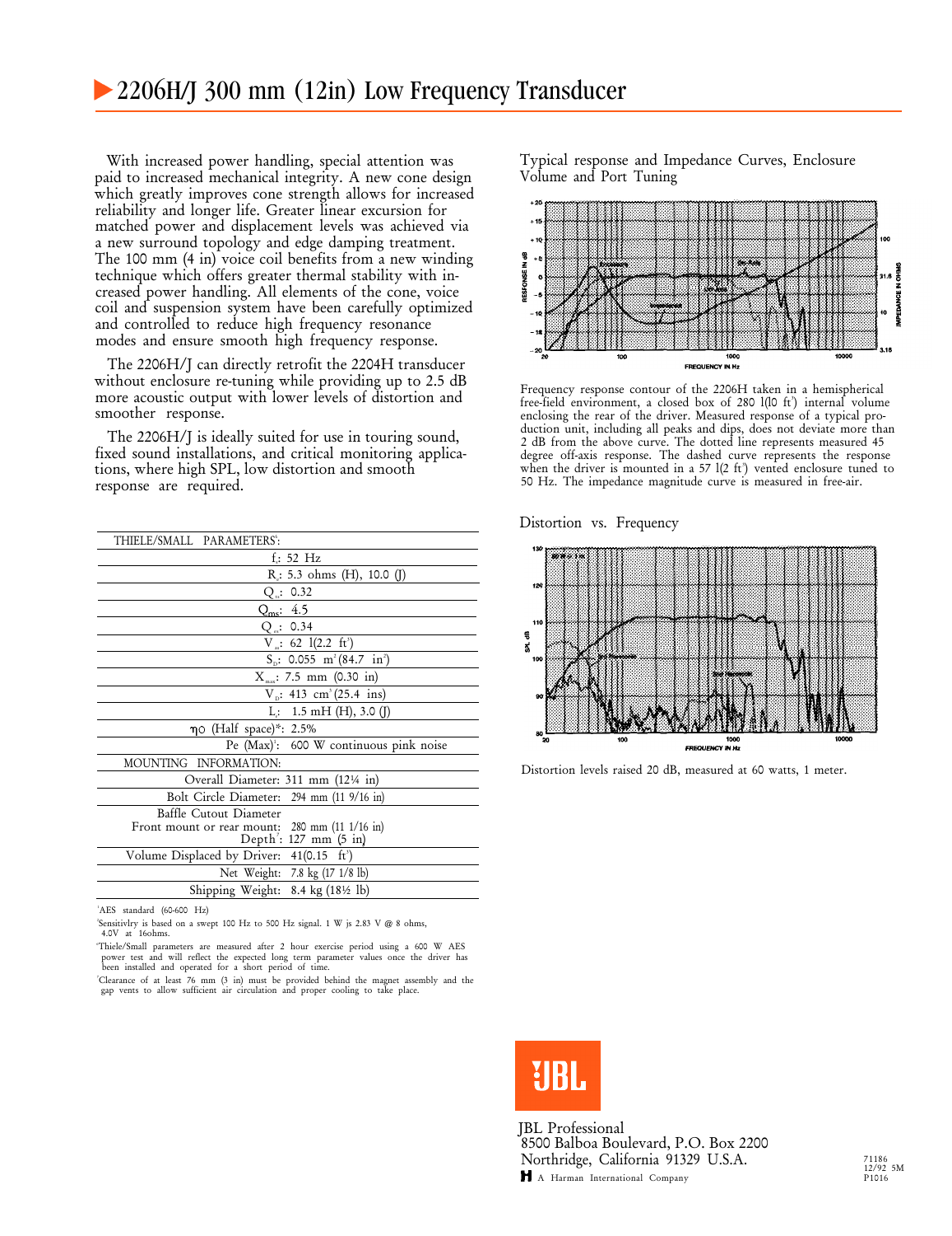# 2206H/J 300 mm (12in) Low Frequency Transducer

With increased power handling, special attention was paid to increased mechanical integrity. A new cone design which greatly improves cone strength allows for increased reliability and longer life. Greater linear excursion for matched power and displacement levels was achieved via a new surround topology and edge damping treatment. The 100 mm (4 in) voice coil benefits from a new winding technique which offers greater thermal stability with increased power handling. All elements of the cone, voice coil and suspension system have been carefully optimized and controlled to reduce high frequency resonance modes and ensure smooth high frequency response.

The 2206H/J can directly retrofit the 2204H transducer without enclosure re-tuning while providing up to 2.5 dB more acoustic output with lower levels of distortion and smoother response.

The 2206H/J is ideally suited for use in touring sound, fixed sound installations, and critical monitoring applications, where high SPL, low distortion and smooth response are required.

| THIELE/SMALL PARAMETERS[3]: | |
|---|---|
| $f_s$: | 52 Hz |
| $R_e$: | 5.3 ohms (H), 10.0 (J) |
| $Q_{ts}$: | 0.32 |
| $Q_{ms}$: | 4.5 |
| $Q_{es}$: | 0.34 |
| $V_{as}$: | 62 l (2.2 ft³) |
| $S_D$: | 0.055 m² (84.7 in²) |
| $X_{max}$: | 7.5 mm (0.30 in) |
| $V_D$: | 413 cm³ (25.4 ins) |
| $L_e$: | 1.5 mH (H), 3.0 (J) |
| ηo (Half space)*: | 2.5% |
| Pe (Max)[1]: | 600 W continuous pink noise |
| MOUNTING INFORMATION: | |
| Overall Diameter: | 311 mm (12¼ in) |
| Bolt Circle Diameter: | 294 mm (11 9/16 in) |
| Baffle Cutout Diameter Front mount or rear mount: | 280 mm (11 1/16 in) |
| Depth[7]: | 127 mm (5 in) |
| Volume Displaced by Driver: | 4 l (0.15 ft³) |
| Net Weight: | 7.8 kg (17 1/8 lb) |
| Shipping Weight: | 8.4 kg (18½ lb) |

[1]AES standard (60-600 Hz)

[2]Sensitivlry is based on a swept 100 Hz to 500 Hz signal. 1 W js 2.83 V @ 8 ohms, 4.0V at 16ohms.

[3]Thiele/Small parameters are measured after 2 hour exercise period using a 600 W AES power test and will reflect the expected long term parameter values once the driver has been installed and operated for a short period of time.

[7]Clearance of at least 76 mm (3 in) must be provided behind the magnet assembly and the gap vents to allow sufficient air circulation and proper cooling to take place.

Typical response and Impedance Curves, Enclosure Volume and Port Tuning

+20
+15
+10
+5
0
-5
-10
-15
-20
RESPONSE IN dB
20
100
1000
10000
FREQUENCY IN Hz
100
31.6
10
3.16
IMPEDANCE IN OHMS
Enclosure
Impedance
On Axis
Off Axis

Frequency response contour of the 2206H taken in a hemispherical free-field environment, a closed box of 280 l (10 ft³) internal volume enclosing the rear of the driver. Measured response of a typical production unit, including all peaks and dips, does not deviate more than 2 dB from the above curve. The dotted line represents measured 45 degree off-axis response. The dashed curve represents the response when the driver is mounted in a 57 l (2 ft³) vented enclosure tuned to 50 Hz. The impedance magnitude curve is measured in free-air.

Distortion vs. Frequency

130
120
110
100
90
80
SPL dB
20
100
1000
10000
FREQUENCY IN Hz
3rd Harmonic
2nd Harmonic

Distortion levels raised 20 dB, measured at 60 watts, 1 meter.

JBL

JBL Professional
8500 Balboa Boulevard, P.O. Box 2200
Northridge, California 91329 U.S.A.
A Harman International Company

71186
12/92 5M
P1016